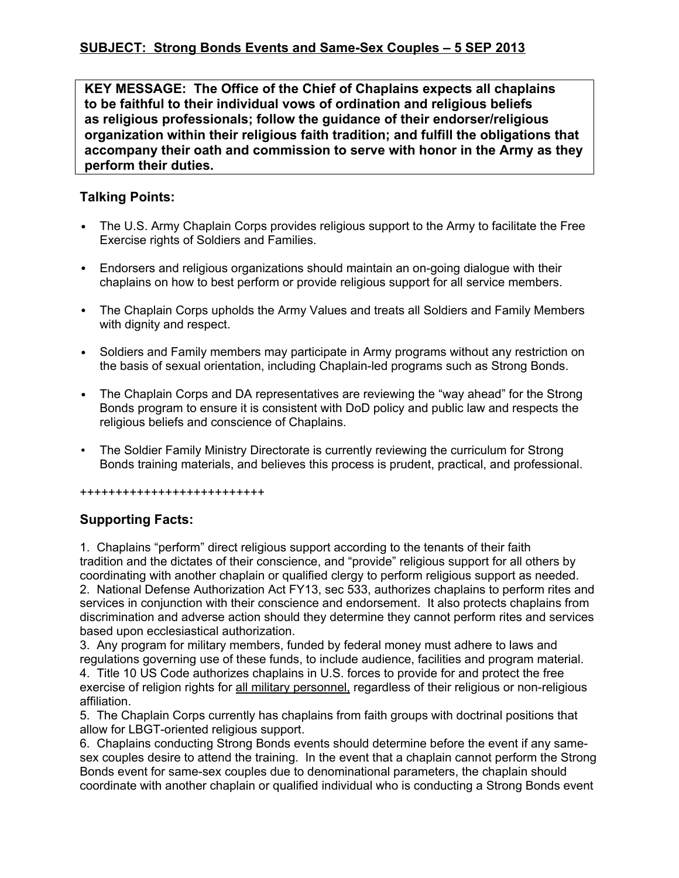**SUBJECT: Strong Bonds Events and Same-Sex Couples – 5 SEP 2013**

**KEY MESSAGE: The Office of the Chief of Chaplains expects all chaplains to be faithful to their individual vows of ordination and religious beliefs as religious professionals; follow the guidance of their endorser/religious organization within their religious faith tradition; and fulfill the obligations that accompany their oath and commission to serve with honor in the Army as they perform their duties.**

## Talking Points:

- The U.S. Army Chaplain Corps provides religious support to the Army to facilitate the Free Exercise rights of Soldiers and Families.
- Endorsers and religious organizations should maintain an on-going dialogue with their chaplains on how to best perform or provide religious support for all service members.
- The Chaplain Corps upholds the Army Values and treats all Soldiers and Family Members with dignity and respect.
- Soldiers and Family members may participate in Army programs without any restriction on the basis of sexual orientation, including Chaplain-led programs such as Strong Bonds.
- The Chaplain Corps and DA representatives are reviewing the "way ahead" for the Strong Bonds program to ensure it is consistent with DoD policy and public law and respects the religious beliefs and conscience of Chaplains.
- The Soldier Family Ministry Directorate is currently reviewing the curriculum for Strong Bonds training materials, and believes this process is prudent, practical, and professional.

++++++++++++++++++++++++++

## Supporting Facts:

1. Chaplains "perform" direct religious support according to the tenants of their faith tradition and the dictates of their conscience, and "provide" religious support for all others by coordinating with another chaplain or qualified clergy to perform religious support as needed.
2. National Defense Authorization Act FY13, sec 533, authorizes chaplains to perform rites and services in conjunction with their conscience and endorsement. It also protects chaplains from discrimination and adverse action should they determine they cannot perform rites and services based upon ecclesiastical authorization.
3. Any program for military members, funded by federal money must adhere to laws and regulations governing use of these funds, to include audience, facilities and program material.
4. Title 10 US Code authorizes chaplains in U.S. forces to provide for and protect the free exercise of religion rights for <u>all military personnel,</u> regardless of their religious or non-religious affiliation.
5. The Chaplain Corps currently has chaplains from faith groups with doctrinal positions that allow for LBGT-oriented religious support.
6. Chaplains conducting Strong Bonds events should determine before the event if any same-sex couples desire to attend the training. In the event that a chaplain cannot perform the Strong Bonds event for same-sex couples due to denominational parameters, the chaplain should coordinate with another chaplain or qualified individual who is conducting a Strong Bonds event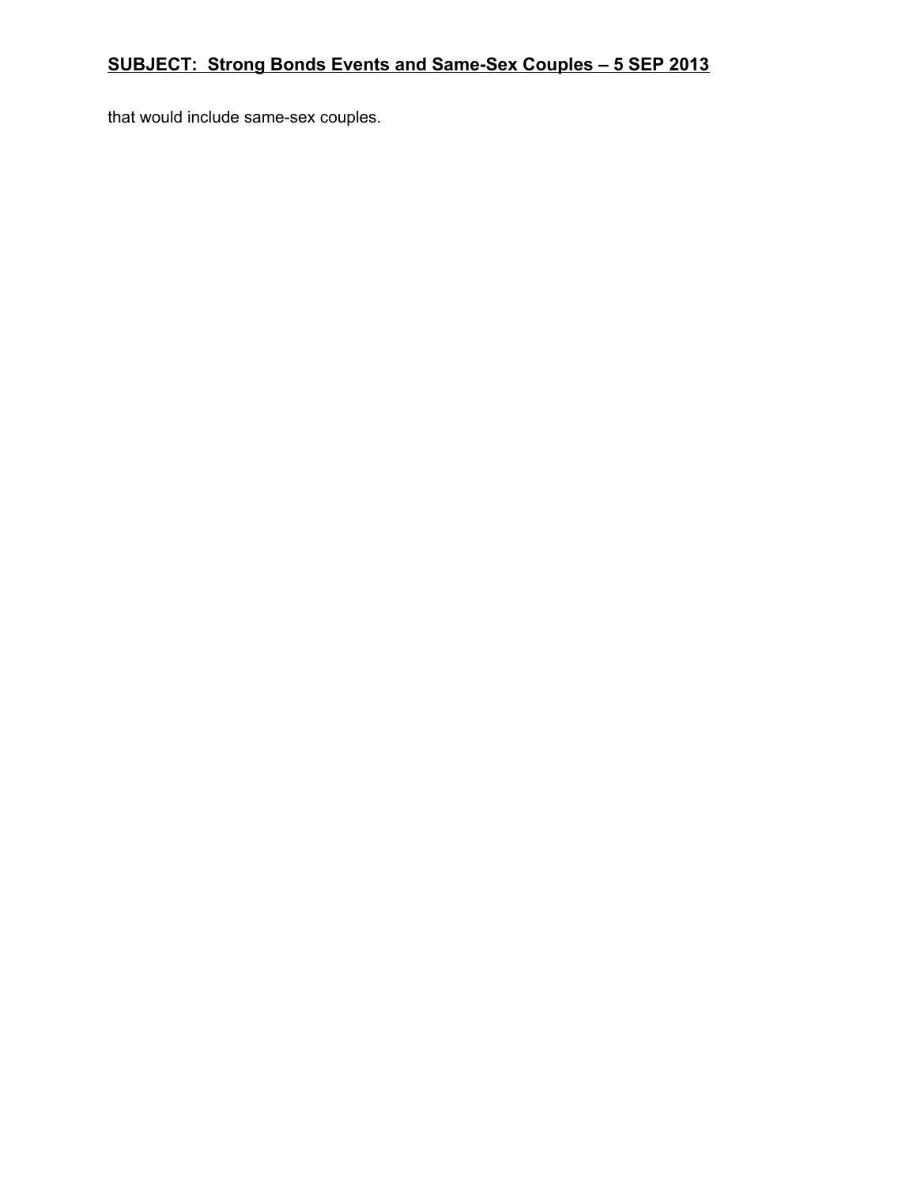that would include same-sex couples.